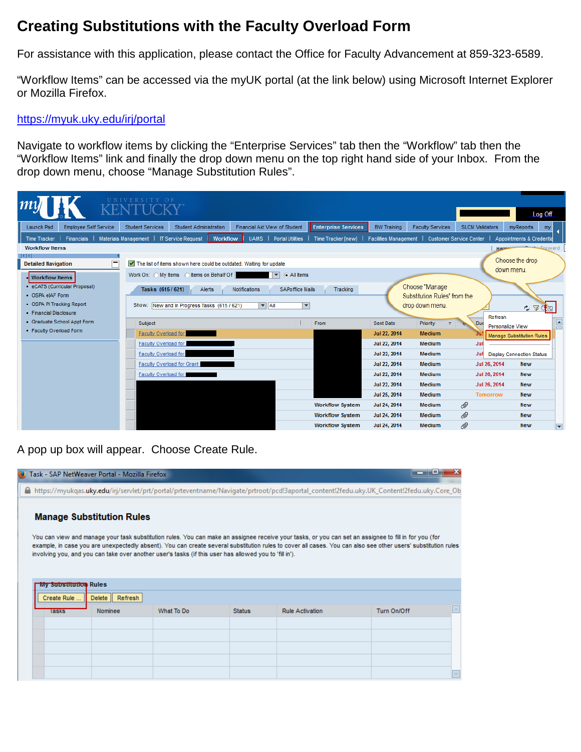# Creating Substitutions with the Faculty Overload Form

For assistance with this application, please contact the Office for Faculty Advancement at 859-323-6589.

"Workflow Items" can be accessed via the myUK portal (at the link below) using Microsoft Internet Explorer or Mozilla Firefox.

https://myuk.uky.edu/irj/portal

Navigate to workflow items by clicking the "Enterprise Services" tab then the "Workflow" tab then the "Workflow Items" link and finally the drop down menu on the top right hand side of your Inbox. From the drop down menu, choose "Manage Substitution Rules".

A pop up box will appear. Choose Create Rule.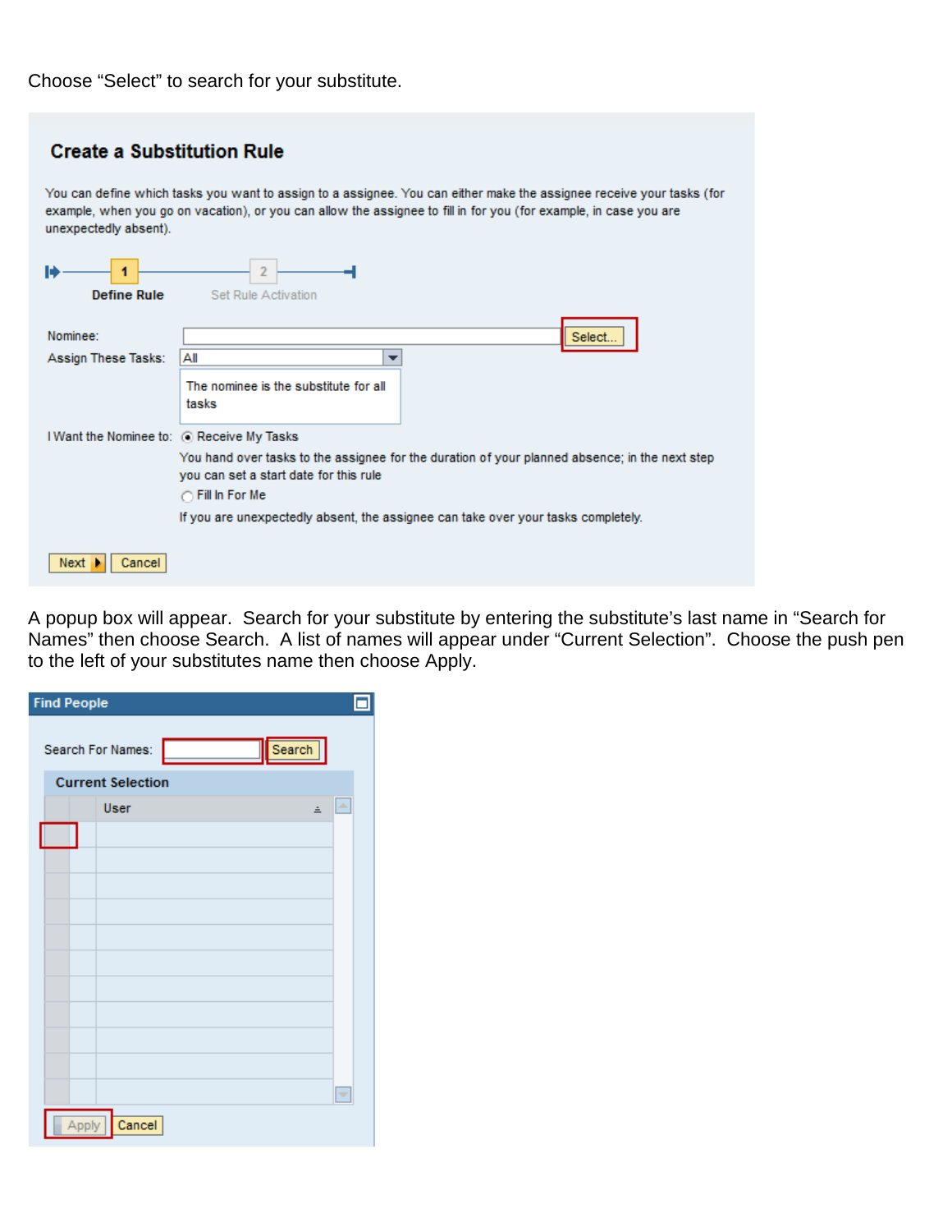Choose “Select” to search for your substitute.

## Create a Substitution Rule

You can define which tasks you want to assign to a assignee. You can either make the assignee receive your tasks (for example, when you go on vacation), or you can allow the assignee to fill in for you (for example, in case you are unexpectedly absent).

1 Define Rule — 2 Set Rule Activation

Nominee: [ ] Select...

Assign These Tasks: All

The nominee is the substitute for all tasks

I Want the Nominee to: Receive My Tasks

You hand over tasks to the assignee for the duration of your planned absence; in the next step you can set a start date for this rule

Fill In For Me

If you are unexpectedly absent, the assignee can take over your tasks completely.

Next | Cancel

A popup box will appear. Search for your substitute by entering the substitute’s last name in “Search for Names” then choose Search. A list of names will appear under “Current Selection”. Choose the push pen to the left of your substitutes name then choose Apply.

**Find People**

Search For Names: [ ] Search

**Current Selection**

| | User |
|---|---|
| | |
| | |
| | |
| | |
| | |
| | |
| | |
| | |
| | |
| | |
| | |

Apply | Cancel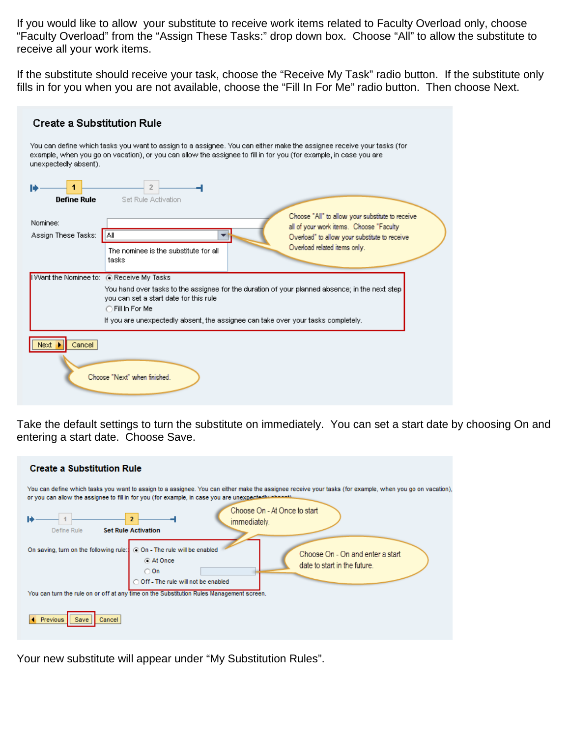If you would like to allow your substitute to receive work items related to Faculty Overload only, choose "Faculty Overload" from the "Assign These Tasks:" drop down box. Choose "All" to allow the substitute to receive all your work items.

If the substitute should receive your task, choose the "Receive My Task" radio button. If the substitute only fills in for you when you are not available, choose the "Fill In For Me" radio button. Then choose Next.

**Create a Substitution Rule**

You can define which tasks you want to assign to a assignee. You can either make the assignee receive your tasks (for example, when you go on vacation), or you can allow the assignee to fill in for you (for example, in case you are unexpectedly absent).

1 Define Rule — 2 Set Rule Activation

Nominee:

Assign These Tasks: All

The nominee is the substitute for all tasks

Choose "All" to allow your substitute to receive all of your work items. Choose "Faculty Overload" to allow your substitute to receive Overload related items only.

I Want the Nominee to: (•) Receive My Tasks

You hand over tasks to the assignee for the duration of your planned absence; in the next step you can set a start date for this rule

( ) Fill In For Me

If you are unexpectedly absent, the assignee can take over your tasks completely.

Next | Cancel

Choose "Next" when finished.

Take the default settings to turn the substitute on immediately. You can set a start date by choosing On and entering a start date. Choose Save.

**Create a Substitution Rule**

You can define which tasks you want to assign to a assignee. You can either make the assignee receive your tasks (for example, when you go on vacation), or you can allow the assignee to fill in for you (for example, in case you are unexpectedly absent).

1 Define Rule — 2 Set Rule Activation

Choose On - At Once to start immediately.

On saving, turn on the following rule: (•) On - The rule will be enabled

(•) At Once

( ) On

( ) Off - The rule will not be enabled

Choose On - On and enter a start date to start in the future.

You can turn the rule on or off at any time on the Substitution Rules Management screen.

Previous | Save | Cancel

Your new substitute will appear under "My Substitution Rules".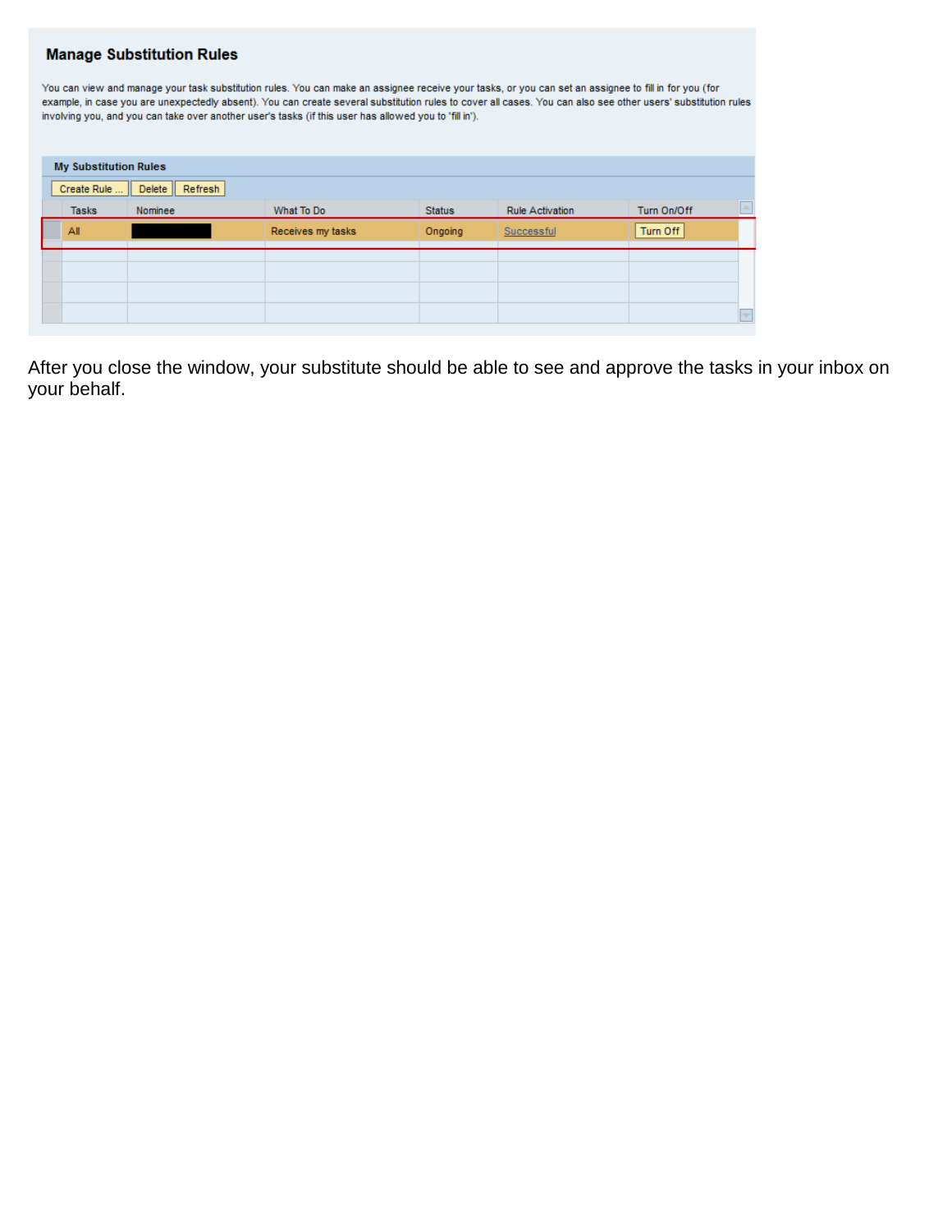## Manage Substitution Rules

You can view and manage your task substitution rules. You can make an assignee receive your tasks, or you can set an assignee to fill in for you (for example, in case you are unexpectedly absent). You can create several substitution rules to cover all cases. You can also see other users' substitution rules involving you, and you can take over another user's tasks (if this user has allowed you to 'fill in').

**My Substitution Rules**

Create Rule ... | Delete | Refresh

| Tasks | Nominee | What To Do | Status | Rule Activation | Turn On/Off |
| --- | --- | --- | --- | --- | --- |
| All | | Receives my tasks | Ongoing | Successful | Turn Off |
| | | | | | |
| | | | | | |
| | | | | | |
| | | | | | |

After you close the window, your substitute should be able to see and approve the tasks in your inbox on your behalf.